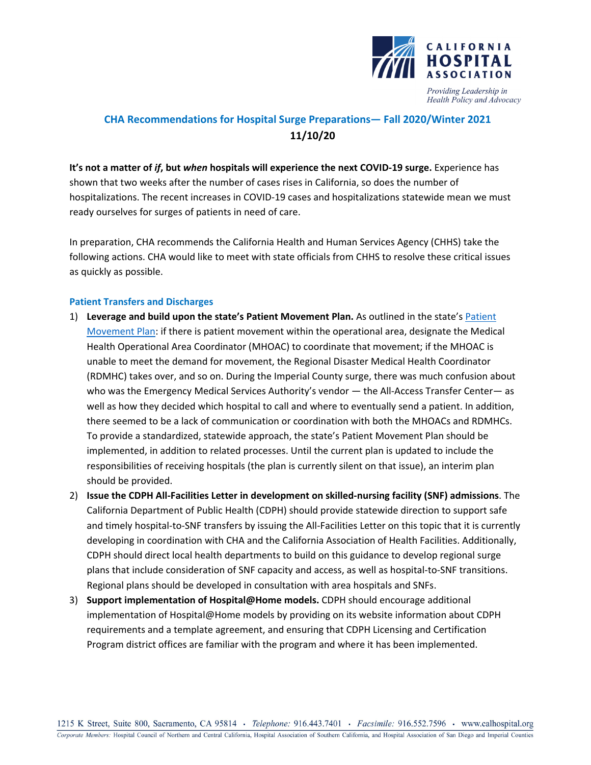CALIFORNIA HOSPITAL ASSOCIATION

*Providing Leadership in Health Policy and Advocacy*

## CHA Recommendations for Hospital Surge Preparations— Fall 2020/Winter 2021

**11/10/20**

**It's not a matter of *if*, but *when* hospitals will experience the next COVID-19 surge.** Experience has shown that two weeks after the number of cases rises in California, so does the number of hospitalizations. The recent increases in COVID-19 cases and hospitalizations statewide mean we must ready ourselves for surges of patients in need of care.

In preparation, CHA recommends the California Health and Human Services Agency (CHHS) take the following actions. CHA would like to meet with state officials from CHHS to resolve these critical issues as quickly as possible.

### Patient Transfers and Discharges

1) **Leverage and build upon the state's Patient Movement Plan.** As outlined in the state's Patient Movement Plan: if there is patient movement within the operational area, designate the Medical Health Operational Area Coordinator (MHOAC) to coordinate that movement; if the MHOAC is unable to meet the demand for movement, the Regional Disaster Medical Health Coordinator (RDMHC) takes over, and so on. During the Imperial County surge, there was much confusion about who was the Emergency Medical Services Authority's vendor — the All-Access Transfer Center— as well as how they decided which hospital to call and where to eventually send a patient. In addition, there seemed to be a lack of communication or coordination with both the MHOACs and RDMHCs. To provide a standardized, statewide approach, the state's Patient Movement Plan should be implemented, in addition to related processes. Until the current plan is updated to include the responsibilities of receiving hospitals (the plan is currently silent on that issue), an interim plan should be provided.
2) **Issue the CDPH All-Facilities Letter in development on skilled-nursing facility (SNF) admissions**. The California Department of Public Health (CDPH) should provide statewide direction to support safe and timely hospital-to-SNF transfers by issuing the All-Facilities Letter on this topic that it is currently developing in coordination with CHA and the California Association of Health Facilities. Additionally, CDPH should direct local health departments to build on this guidance to develop regional surge plans that include consideration of SNF capacity and access, as well as hospital-to-SNF transitions. Regional plans should be developed in consultation with area hospitals and SNFs.
3) **Support implementation of Hospital@Home models.** CDPH should encourage additional implementation of Hospital@Home models by providing on its website information about CDPH requirements and a template agreement, and ensuring that CDPH Licensing and Certification Program district offices are familiar with the program and where it has been implemented.

1215 K Street, Suite 800, Sacramento, CA 95814 • *Telephone:* 916.443.7401 • *Facsimile:* 916.552.7596 • www.calhospital.org

*Corporate Members:* Hospital Council of Northern and Central California, Hospital Association of Southern California, and Hospital Association of San Diego and Imperial Counties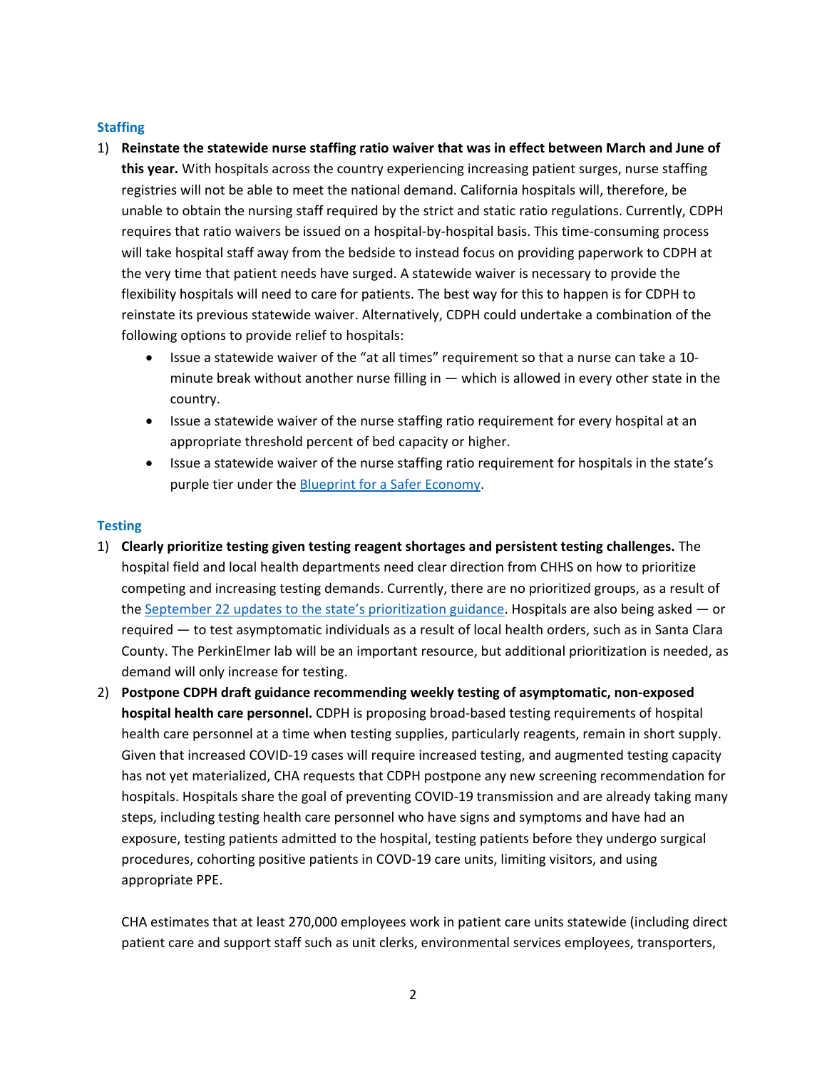## Staffing

1) **Reinstate the statewide nurse staffing ratio waiver that was in effect between March and June of this year.** With hospitals across the country experiencing increasing patient surges, nurse staffing registries will not be able to meet the national demand. California hospitals will, therefore, be unable to obtain the nursing staff required by the strict and static ratio regulations. Currently, CDPH requires that ratio waivers be issued on a hospital-by-hospital basis. This time-consuming process will take hospital staff away from the bedside to instead focus on providing paperwork to CDPH at the very time that patient needs have surged. A statewide waiver is necessary to provide the flexibility hospitals will need to care for patients. The best way for this to happen is for CDPH to reinstate its previous statewide waiver. Alternatively, CDPH could undertake a combination of the following options to provide relief to hospitals:
   - Issue a statewide waiver of the "at all times" requirement so that a nurse can take a 10-minute break without another nurse filling in — which is allowed in every other state in the country.
   - Issue a statewide waiver of the nurse staffing ratio requirement for every hospital at an appropriate threshold percent of bed capacity or higher.
   - Issue a statewide waiver of the nurse staffing ratio requirement for hospitals in the state's purple tier under the Blueprint for a Safer Economy.

## Testing

1) **Clearly prioritize testing given testing reagent shortages and persistent testing challenges.** The hospital field and local health departments need clear direction from CHHS on how to prioritize competing and increasing testing demands. Currently, there are no prioritized groups, as a result of the September 22 updates to the state's prioritization guidance. Hospitals are also being asked — or required — to test asymptomatic individuals as a result of local health orders, such as in Santa Clara County. The PerkinElmer lab will be an important resource, but additional prioritization is needed, as demand will only increase for testing.
2) **Postpone CDPH draft guidance recommending weekly testing of asymptomatic, non-exposed hospital health care personnel.** CDPH is proposing broad-based testing requirements of hospital health care personnel at a time when testing supplies, particularly reagents, remain in short supply. Given that increased COVID-19 cases will require increased testing, and augmented testing capacity has not yet materialized, CHA requests that CDPH postpone any new screening recommendation for hospitals. Hospitals share the goal of preventing COVID-19 transmission and are already taking many steps, including testing health care personnel who have signs and symptoms and have had an exposure, testing patients admitted to the hospital, testing patients before they undergo surgical procedures, cohorting positive patients in COVID-19 care units, limiting visitors, and using appropriate PPE.

   CHA estimates that at least 270,000 employees work in patient care units statewide (including direct patient care and support staff such as unit clerks, environmental services employees, transporters,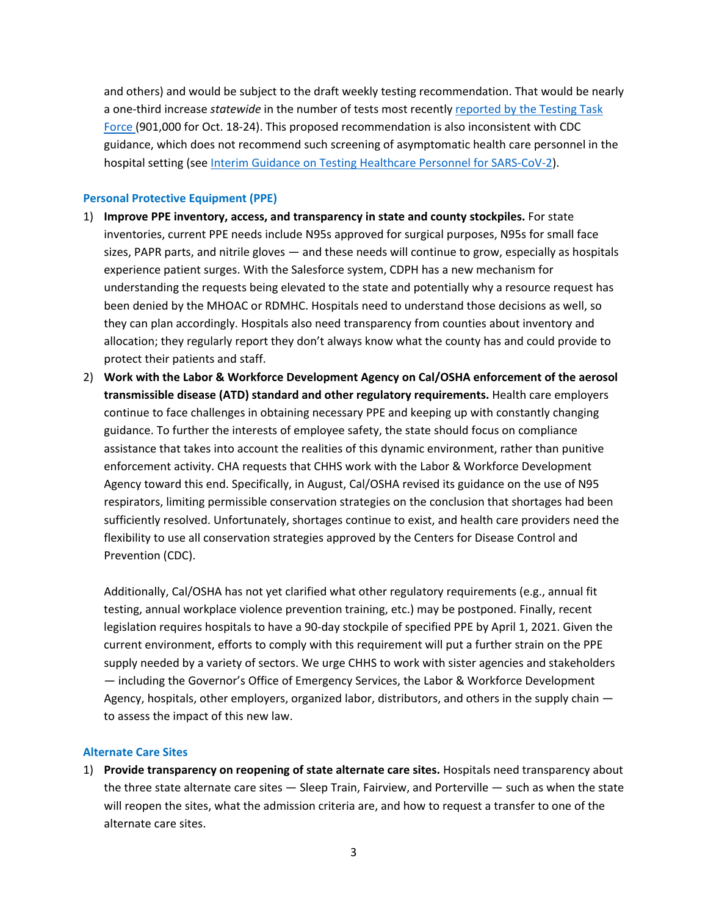and others) and would be subject to the draft weekly testing recommendation. That would be nearly a one-third increase *statewide* in the number of tests most recently reported by the Testing Task Force (901,000 for Oct. 18-24). This proposed recommendation is also inconsistent with CDC guidance, which does not recommend such screening of asymptomatic health care personnel in the hospital setting (see Interim Guidance on Testing Healthcare Personnel for SARS-CoV-2).

### Personal Protective Equipment (PPE)

1) **Improve PPE inventory, access, and transparency in state and county stockpiles.** For state inventories, current PPE needs include N95s approved for surgical purposes, N95s for small face sizes, PAPR parts, and nitrile gloves — and these needs will continue to grow, especially as hospitals experience patient surges. With the Salesforce system, CDPH has a new mechanism for understanding the requests being elevated to the state and potentially why a resource request has been denied by the MHOAC or RDMHC. Hospitals need to understand those decisions as well, so they can plan accordingly. Hospitals also need transparency from counties about inventory and allocation; they regularly report they don't always know what the county has and could provide to protect their patients and staff.
2) **Work with the Labor & Workforce Development Agency on Cal/OSHA enforcement of the aerosol transmissible disease (ATD) standard and other regulatory requirements.** Health care employers continue to face challenges in obtaining necessary PPE and keeping up with constantly changing guidance. To further the interests of employee safety, the state should focus on compliance assistance that takes into account the realities of this dynamic environment, rather than punitive enforcement activity. CHA requests that CHHS work with the Labor & Workforce Development Agency toward this end. Specifically, in August, Cal/OSHA revised its guidance on the use of N95 respirators, limiting permissible conservation strategies on the conclusion that shortages had been sufficiently resolved. Unfortunately, shortages continue to exist, and health care providers need the flexibility to use all conservation strategies approved by the Centers for Disease Control and Prevention (CDC).

   Additionally, Cal/OSHA has not yet clarified what other regulatory requirements (e.g., annual fit testing, annual workplace violence prevention training, etc.) may be postponed. Finally, recent legislation requires hospitals to have a 90-day stockpile of specified PPE by April 1, 2021. Given the current environment, efforts to comply with this requirement will put a further strain on the PPE supply needed by a variety of sectors. We urge CHHS to work with sister agencies and stakeholders — including the Governor's Office of Emergency Services, the Labor & Workforce Development Agency, hospitals, other employers, organized labor, distributors, and others in the supply chain — to assess the impact of this new law.

### Alternate Care Sites

1) **Provide transparency on reopening of state alternate care sites.** Hospitals need transparency about the three state alternate care sites — Sleep Train, Fairview, and Porterville — such as when the state will reopen the sites, what the admission criteria are, and how to request a transfer to one of the alternate care sites.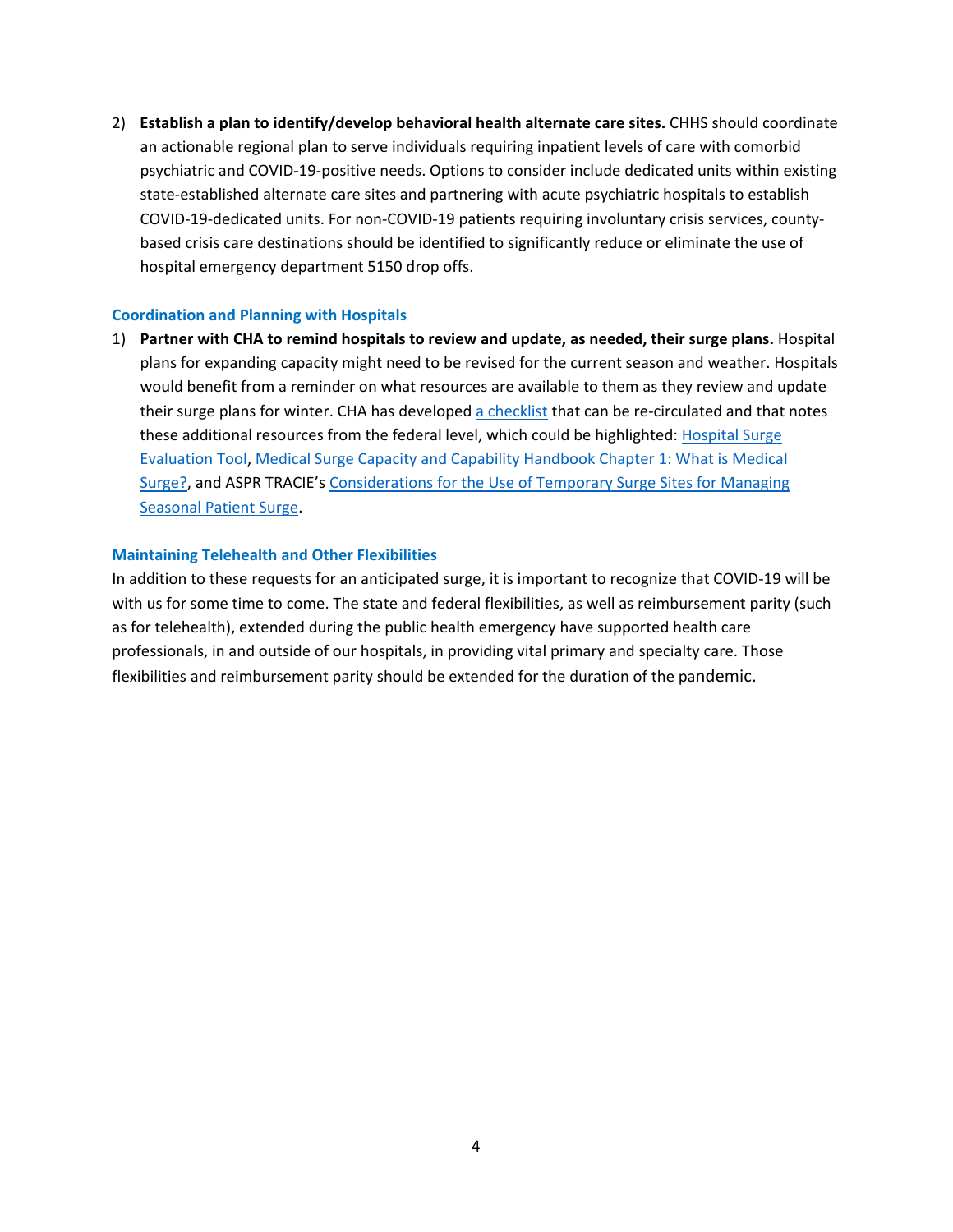2) **Establish a plan to identify/develop behavioral health alternate care sites.** CHHS should coordinate an actionable regional plan to serve individuals requiring inpatient levels of care with comorbid psychiatric and COVID-19-positive needs. Options to consider include dedicated units within existing state-established alternate care sites and partnering with acute psychiatric hospitals to establish COVID-19-dedicated units. For non-COVID-19 patients requiring involuntary crisis services, county-based crisis care destinations should be identified to significantly reduce or eliminate the use of hospital emergency department 5150 drop offs.

### Coordination and Planning with Hospitals

1) **Partner with CHA to remind hospitals to review and update, as needed, their surge plans.** Hospital plans for expanding capacity might need to be revised for the current season and weather. Hospitals would benefit from a reminder on what resources are available to them as they review and update their surge plans for winter. CHA has developed a checklist that can be re-circulated and that notes these additional resources from the federal level, which could be highlighted: Hospital Surge Evaluation Tool, Medical Surge Capacity and Capability Handbook Chapter 1: What is Medical Surge?, and ASPR TRACIE's Considerations for the Use of Temporary Surge Sites for Managing Seasonal Patient Surge.

### Maintaining Telehealth and Other Flexibilities

In addition to these requests for an anticipated surge, it is important to recognize that COVID-19 will be with us for some time to come. The state and federal flexibilities, as well as reimbursement parity (such as for telehealth), extended during the public health emergency have supported health care professionals, in and outside of our hospitals, in providing vital primary and specialty care. Those flexibilities and reimbursement parity should be extended for the duration of the pandemic.